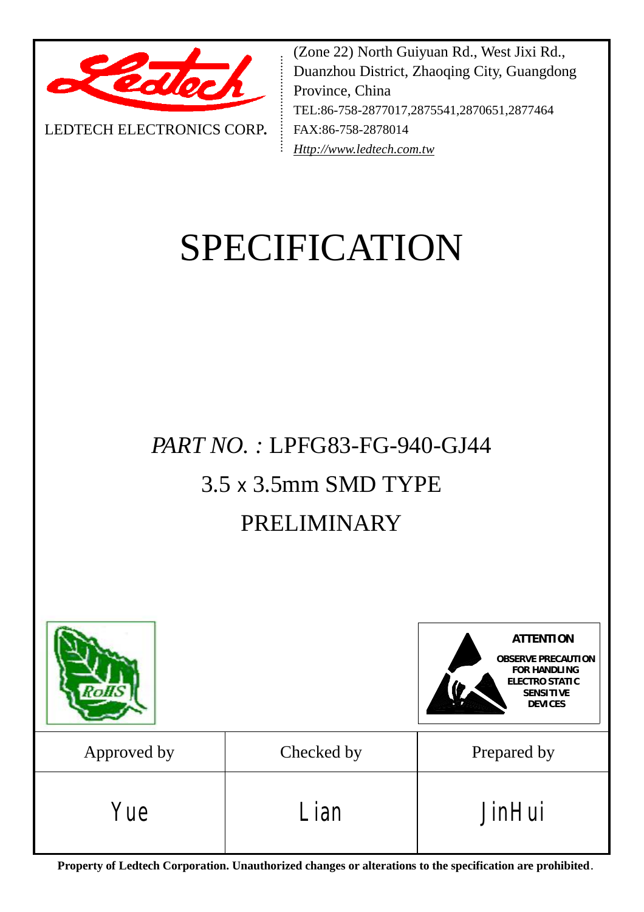LEDTECH ELECTRONICS CORP.

(Zone 22) North Guiyuan Rd., West Jixi Rd., Duanzhou District, Zhaoqing City, Guangdong Province, China
TEL:86-758-2877017,2875541,2870651,2877464
FAX:86-758-2878014
*Http://www.ledtech.com.tw*

# SPECIFICATION

## *PART NO. :* LPFG83-FG-940-GJ44

## 3.5 x 3.5mm SMD TYPE

## PRELIMINARY

RoHS

**ATTENTION**

**OBSERVE PRECAUTION FOR HANDLING ELECTRO STATIC SENSITIVE DEVICES**

| Approved by | Checked by | Prepared by |
|---|---|---|
| Yue | Lian | JinHui |

**Property of Ledtech Corporation. Unauthorized changes or alterations to the specification are prohibited**.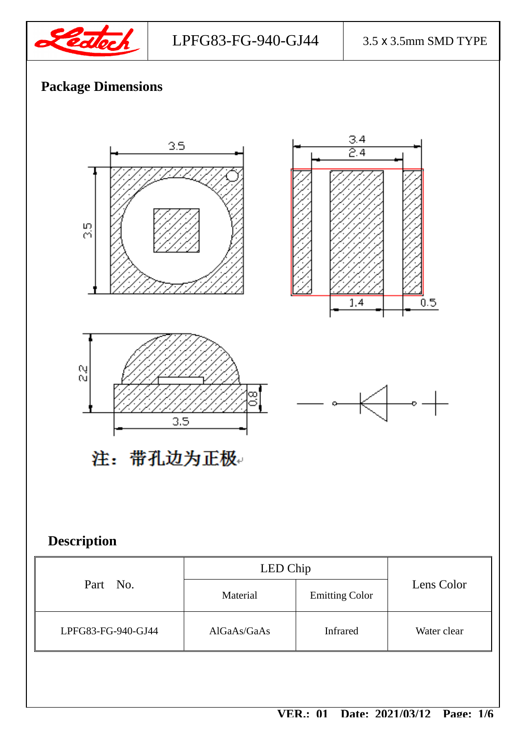## Package Dimensions

注：带孔边为正极

## Description

| Part No. | LED Chip | | Lens Color |
|---|---|---|---|
| | Material | Emitting Color | |
| LPFG83-FG-940-GJ44 | AlGaAs/GaAs | Infrared | Water clear |

VER.: 01 Date: 2021/03/12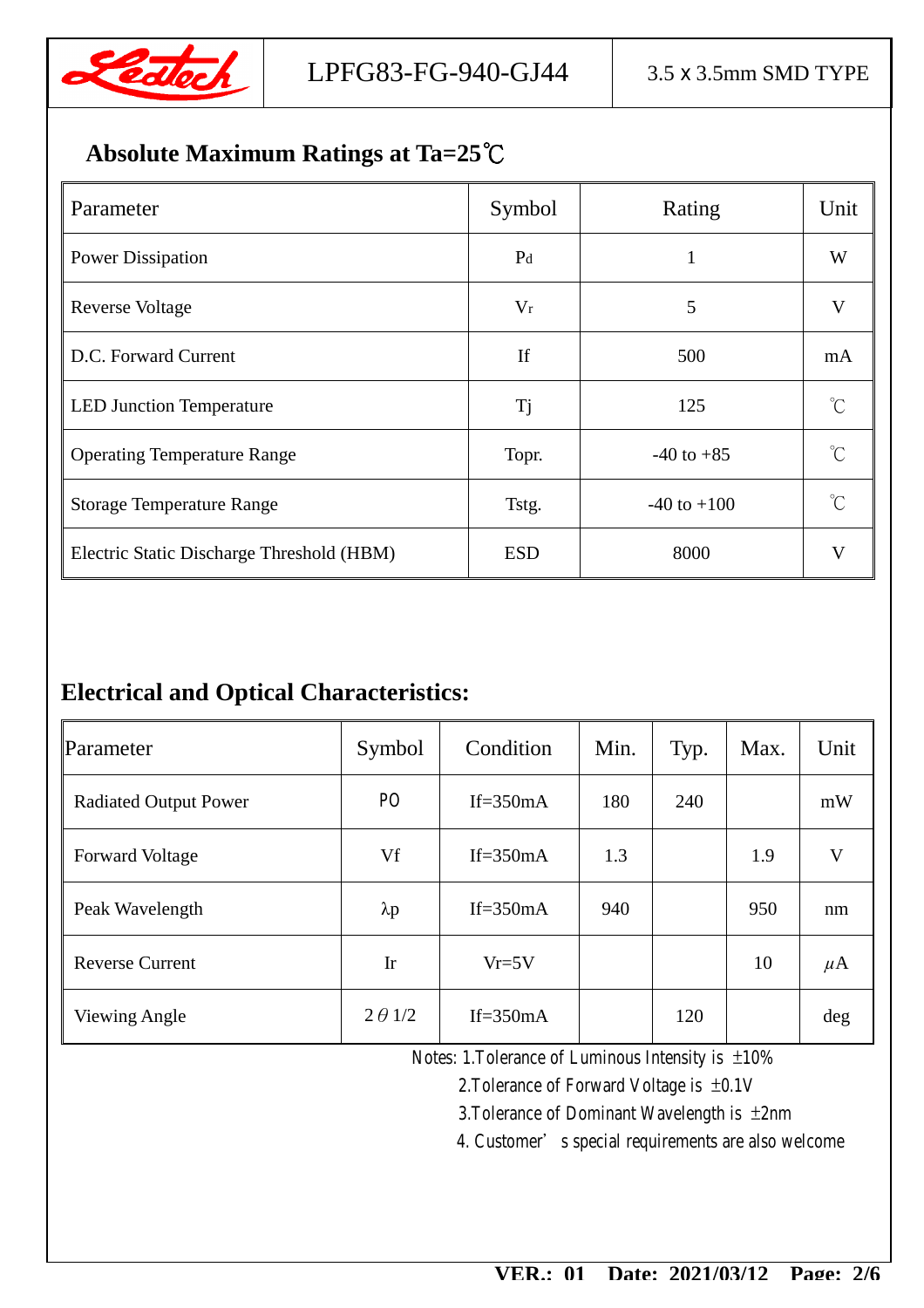## Absolute Maximum Ratings at Ta=25℃

| Parameter | Symbol | Rating | Unit |
|---|---|---|---|
| Power Dissipation | $P_d$ | 1 | W |
| Reverse Voltage | $V_r$ | 5 | V |
| D.C. Forward Current | If | 500 | mA |
| LED Junction Temperature | Tj | 125 | ℃ |
| Operating Temperature Range | Topr. | -40 to +85 | ℃ |
| Storage Temperature Range | Tstg. | -40 to +100 | ℃ |
| Electric Static Discharge Threshold (HBM) | ESD | 8000 | V |

## Electrical and Optical Characteristics:

| Parameter | Symbol | Condition | Min. | Typ. | Max. | Unit |
|---|---|---|---|---|---|---|
| Radiated Output Power | PO | If=350mA | 180 | 240 | | mW |
| Forward Voltage | Vf | If=350mA | 1.3 | | 1.9 | V |
| Peak Wavelength | λp | If=350mA | 940 | | 950 | nm |
| Reverse Current | Ir | Vr=5V | | | 10 | μA |
| Viewing Angle | 2θ1/2 | If=350mA | | 120 | | deg |

Notes: 1.Tolerance of Luminous Intensity is ±10%
2.Tolerance of Forward Voltage is ±0.1V
3.Tolerance of Dominant Wavelength is ±2nm
4. Customer's special requirements are also welcome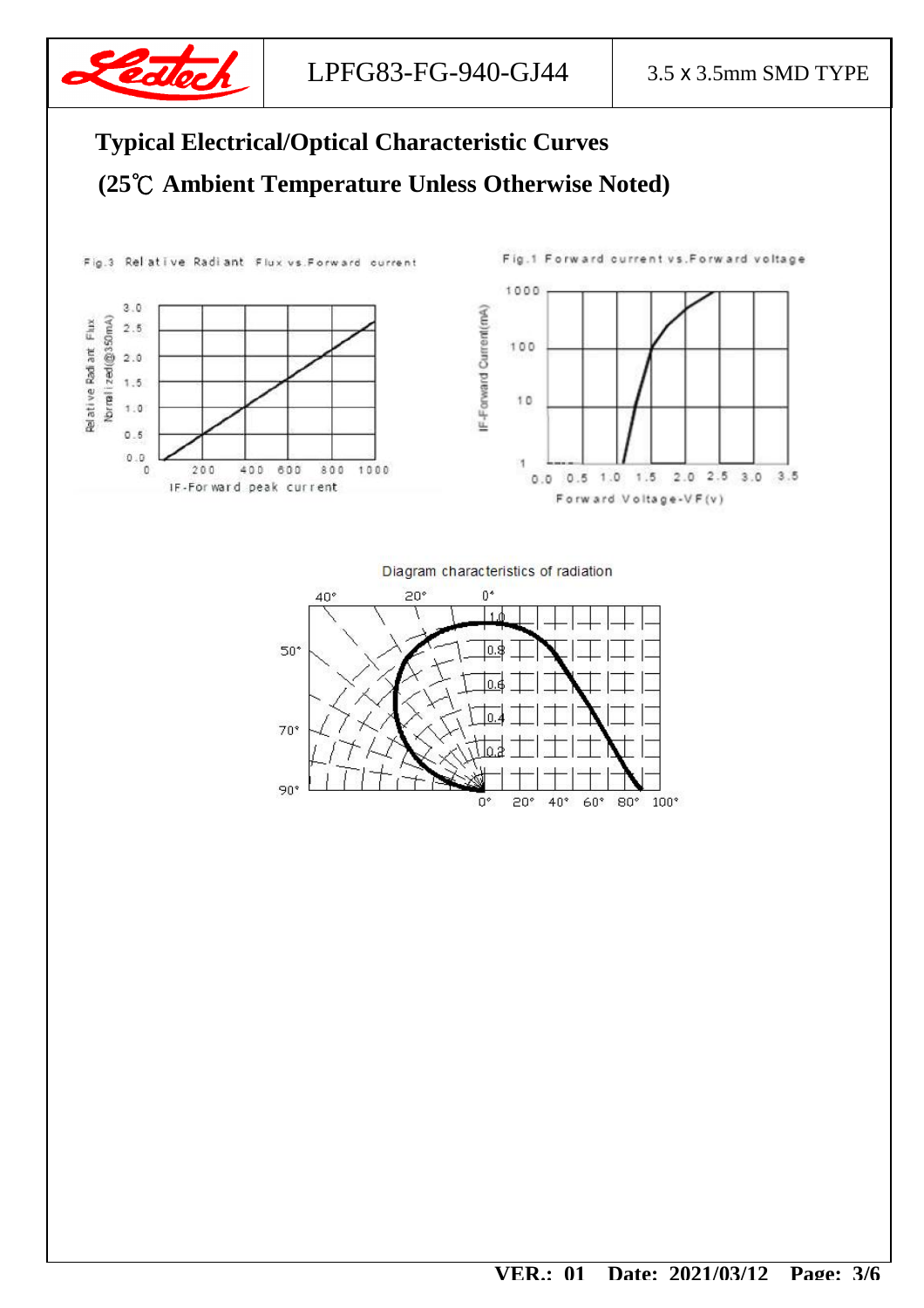## Typical Electrical/Optical Characteristic Curves

## (25℃ Ambient Temperature Unless Otherwise Noted)

Fig.3 Relative Radiant Flux vs.Forward current

Fig.1 Forward current vs.Forward voltage

Diagram characteristics of radiation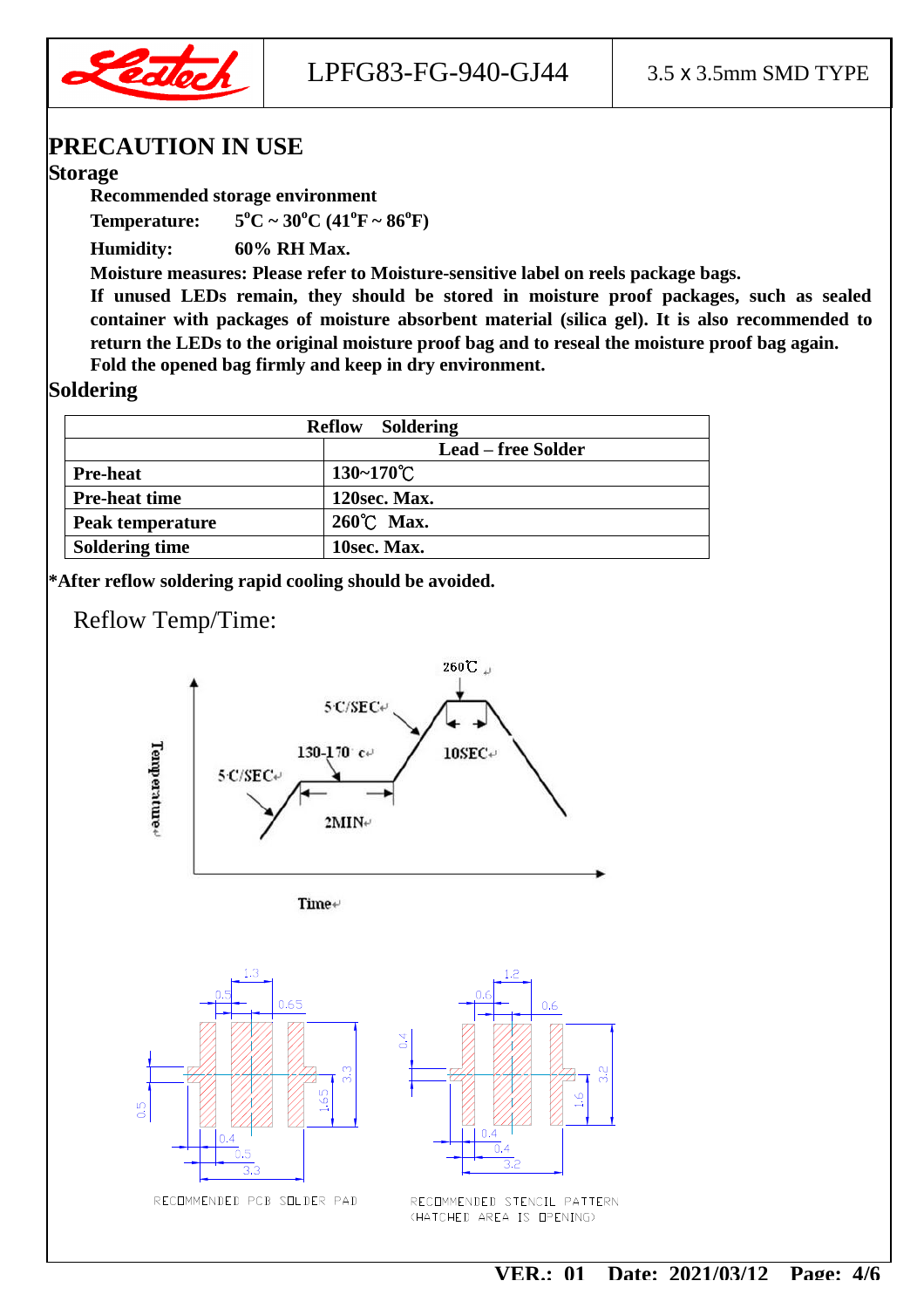# PRECAUTION IN USE

## Storage

**Recommended storage environment**

**Temperature: $5^{o}C \sim 30^{o}C$ ($41^{o}F \sim 86^{o}F$)**

**Humidity: 60% RH Max.**

**Moisture measures: Please refer to Moisture-sensitive label on reels package bags.**

**If unused LEDs remain, they should be stored in moisture proof packages, such as sealed container with packages of moisture absorbent material (silica gel). It is also recommended to return the LEDs to the original moisture proof bag and to reseal the moisture proof bag again.**

**Fold the opened bag firmly and keep in dry environment.**

## Soldering

| Reflow Soldering | |
|---|---|
| | Lead – free Solder |
| Pre-heat | 130~170℃ |
| Pre-heat time | 120sec. Max. |
| Peak temperature | 260℃ Max. |
| Soldering time | 10sec. Max. |

**\*After reflow soldering rapid cooling should be avoided.**

Reflow Temp/Time:

260℃

5°C/SEC

130-170°c

10SEC

5°C/SEC

2MIN

Temperature

Time

RECOMMENDED PCB SOLDER PAD

RECOMMENDED STENCIL PATTERN (HATCHED AREA IS OPENING)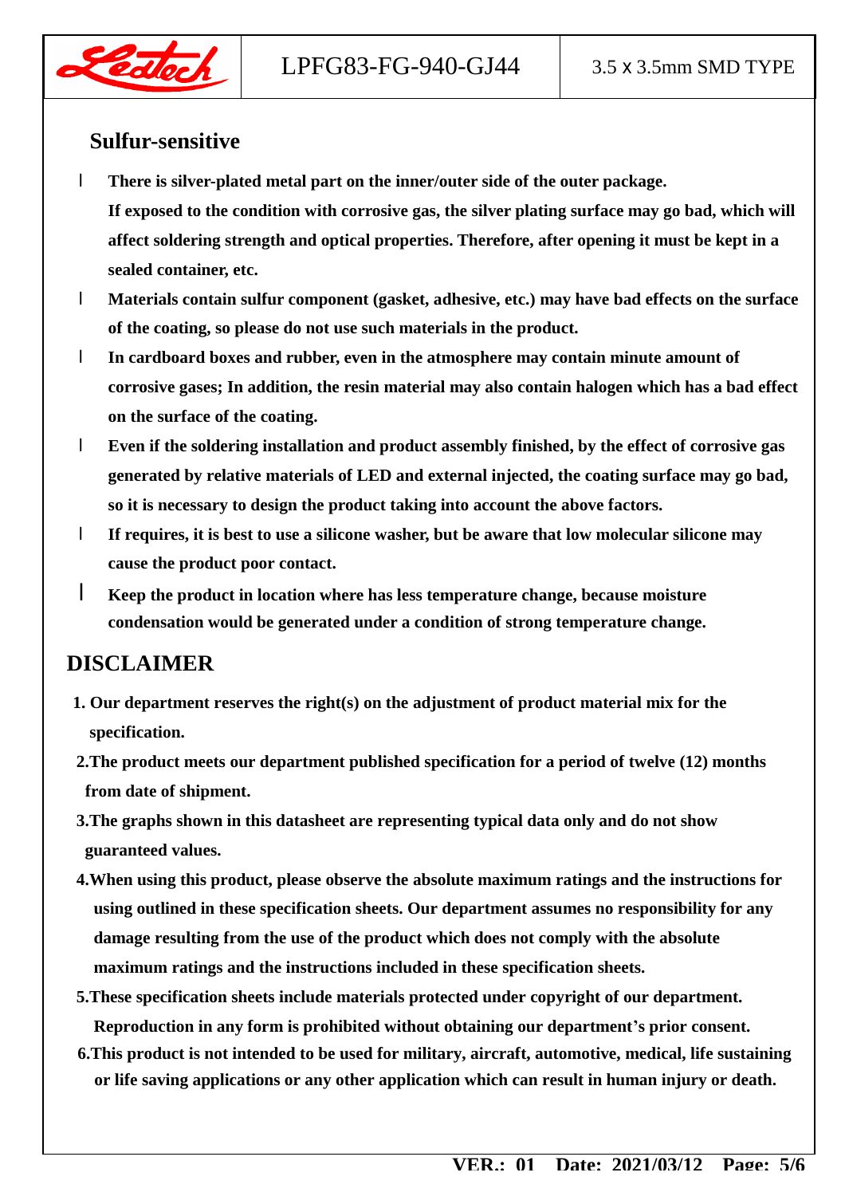## Sulfur-sensitive

- **There is silver-plated metal part on the inner/outer side of the outer package. If exposed to the condition with corrosive gas, the silver plating surface may go bad, which will affect soldering strength and optical properties. Therefore, after opening it must be kept in a sealed container, etc.**
- **Materials contain sulfur component (gasket, adhesive, etc.) may have bad effects on the surface of the coating, so please do not use such materials in the product.**
- **In cardboard boxes and rubber, even in the atmosphere may contain minute amount of corrosive gases; In addition, the resin material may also contain halogen which has a bad effect on the surface of the coating.**
- **Even if the soldering installation and product assembly finished, by the effect of corrosive gas generated by relative materials of LED and external injected, the coating surface may go bad, so it is necessary to design the product taking into account the above factors.**
- **If requires, it is best to use a silicone washer, but be aware that low molecular silicone may cause the product poor contact.**
- **Keep the product in location where has less temperature change, because moisture condensation would be generated under a condition of strong temperature change.**

## DISCLAIMER

1. **Our department reserves the right(s) on the adjustment of product material mix for the specification.**
2. **The product meets our department published specification for a period of twelve (12) months from date of shipment.**
3. **The graphs shown in this datasheet are representing typical data only and do not show guaranteed values.**
4. **When using this product, please observe the absolute maximum ratings and the instructions for using outlined in these specification sheets. Our department assumes no responsibility for any damage resulting from the use of the product which does not comply with the absolute maximum ratings and the instructions included in these specification sheets.**
5. **These specification sheets include materials protected under copyright of our department. Reproduction in any form is prohibited without obtaining our department's prior consent.**
6. **This product is not intended to be used for military, aircraft, automotive, medical, life sustaining or life saving applications or any other application which can result in human injury or death.**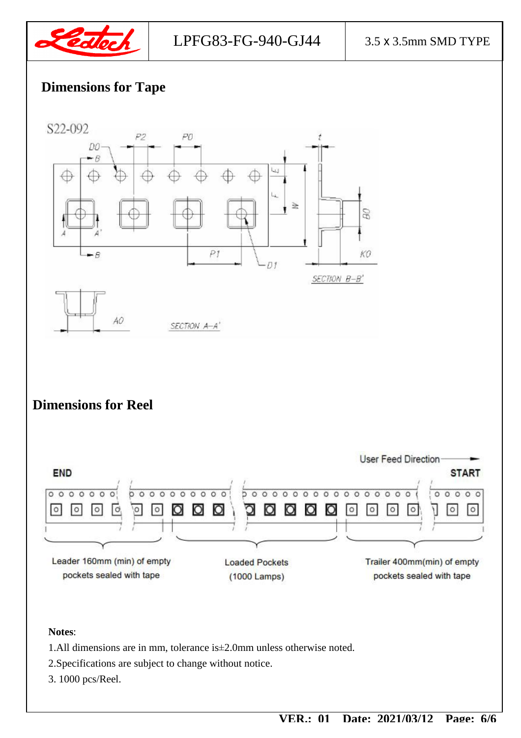## Dimensions for Tape

S22-092

P2 P0 t D0 B E F W B0 A A' B P1 D1 K0

SECTION B–B'

A0 SECTION A–A'

## Dimensions for Reel

User Feed Direction

END

START

Leader 160mm (min) of empty pockets sealed with tape

Loaded Pockets (1000 Lamps)

Trailer 400mm(min) of empty pockets sealed with tape

**Notes**:

1.All dimensions are in mm, tolerance is±2.0mm unless otherwise noted.

2.Specifications are subject to change without notice.

3. 1000 pcs/Reel.

VER.: 01 Date: 2021/03/12